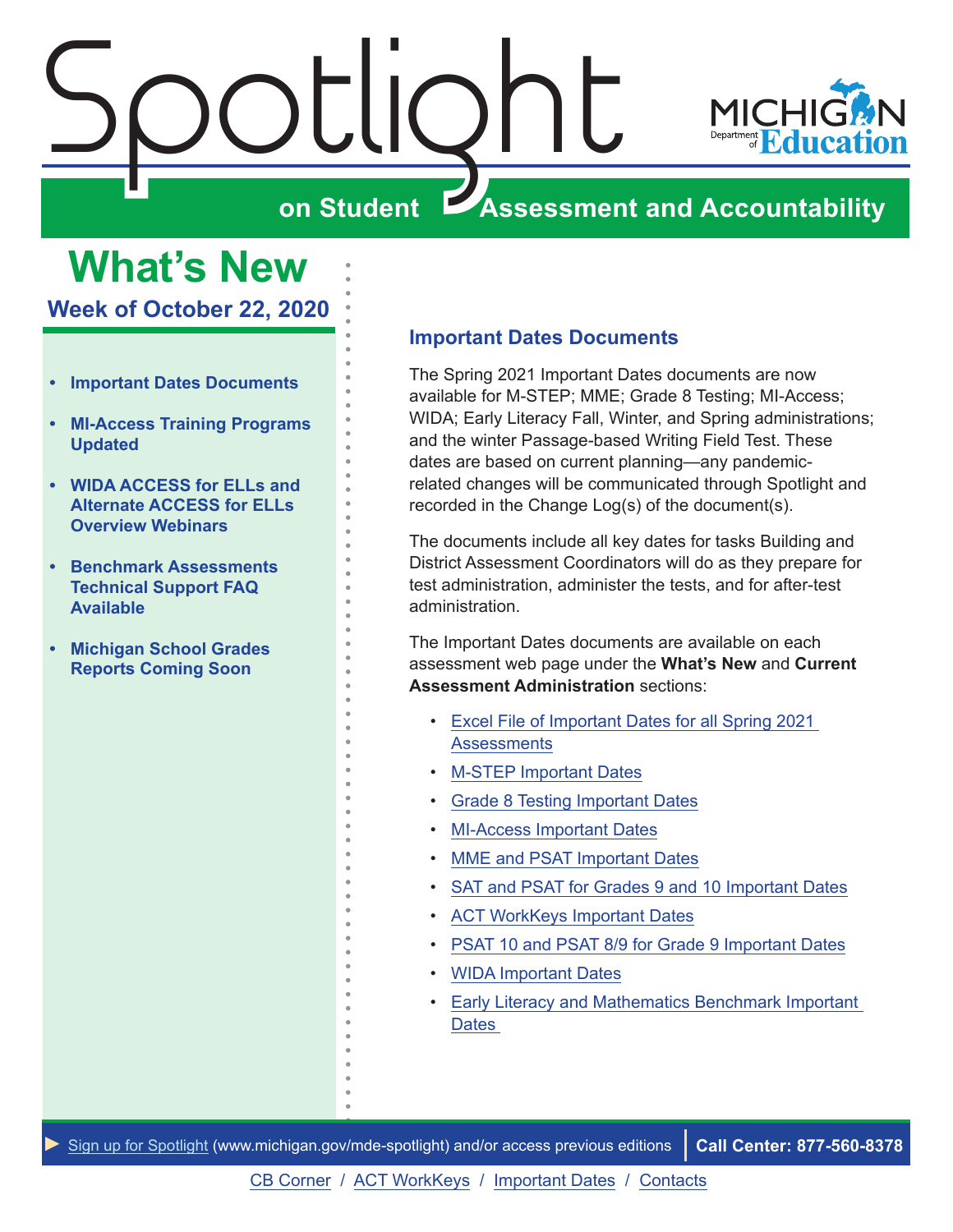# Spotlight on Student Assessment and Accountability

## What's New

### Week of October 22, 2020

- **Important Dates Documents**
- **MI-Access Training Programs Updated**
- **WIDA ACCESS for ELLs and Alternate ACCESS for ELLs Overview Webinars**
- **Benchmark Assessments Technical Support FAQ Available**
- **Michigan School Grades Reports Coming Soon**

### Important Dates Documents

The Spring 2021 Important Dates documents are now available for M-STEP; MME; Grade 8 Testing; MI-Access; WIDA; Early Literacy Fall, Winter, and Spring administrations; and the winter Passage-based Writing Field Test. These dates are based on current planning—any pandemic-related changes will be communicated through Spotlight and recorded in the Change Log(s) of the document(s).

The documents include all key dates for tasks Building and District Assessment Coordinators will do as they prepare for test administration, administer the tests, and for after-test administration.

The Important Dates documents are available on each assessment web page under the **What's New** and **Current Assessment Administration** sections:

- Excel File of Important Dates for all Spring 2021 Assessments
- M-STEP Important Dates
- Grade 8 Testing Important Dates
- MI-Access Important Dates
- MME and PSAT Important Dates
- SAT and PSAT for Grades 9 and 10 Important Dates
- ACT WorkKeys Important Dates
- PSAT 10 and PSAT 8/9 for Grade 9 Important Dates
- WIDA Important Dates
- Early Literacy and Mathematics Benchmark Important Dates

► Sign up for Spotlight (www.michigan.gov/mde-spotlight) and/or access previous editions | **Call Center: 877-560-8378**

CB Corner / ACT WorkKeys / Important Dates / Contacts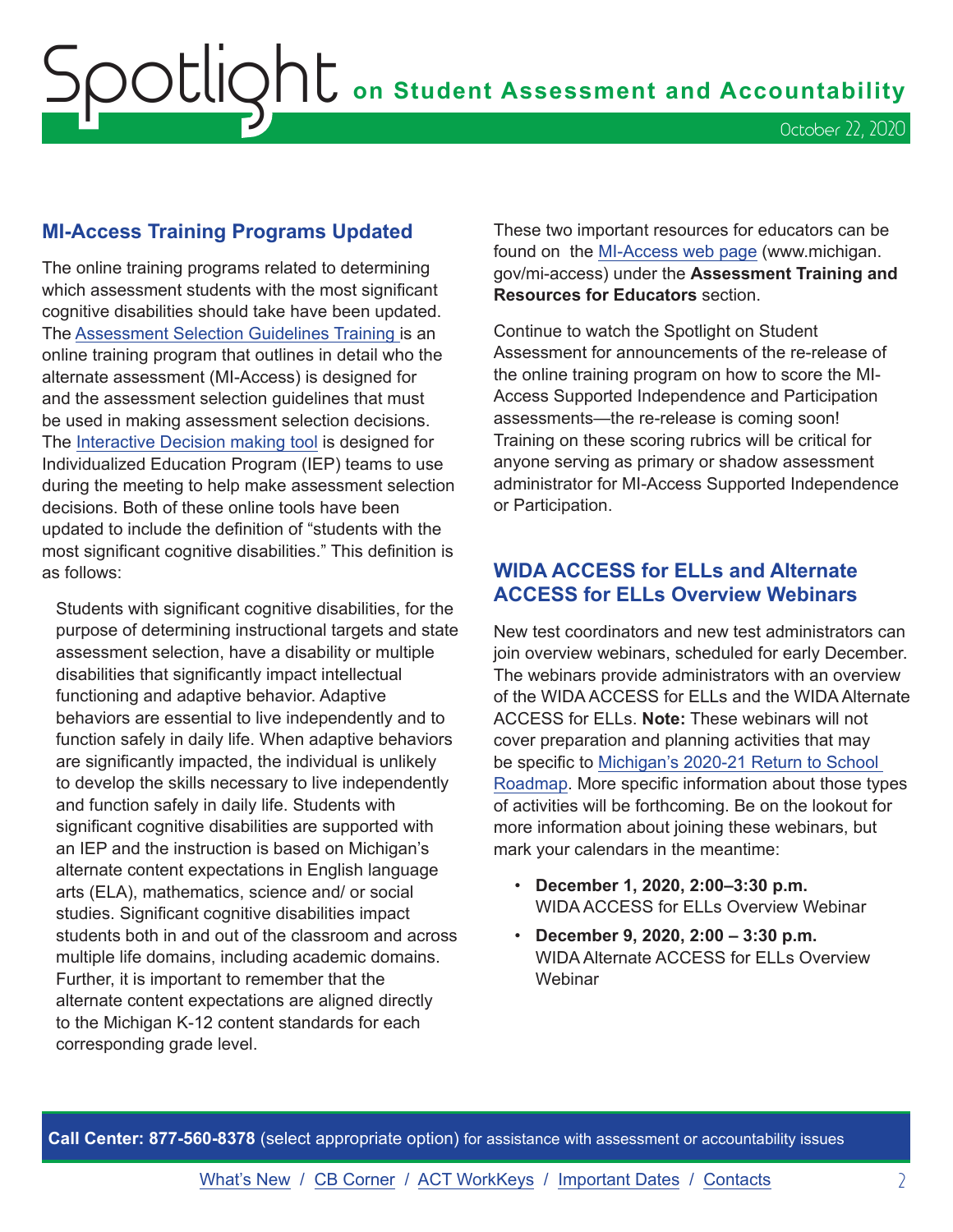## MI-Access Training Programs Updated

The online training programs related to determining which assessment students with the most significant cognitive disabilities should take have been updated. The Assessment Selection Guidelines Training is an online training program that outlines in detail who the alternate assessment (MI-Access) is designed for and the assessment selection guidelines that must be used in making assessment selection decisions. The Interactive Decision making tool is designed for Individualized Education Program (IEP) teams to use during the meeting to help make assessment selection decisions. Both of these online tools have been updated to include the definition of "students with the most significant cognitive disabilities." This definition is as follows:

> Students with significant cognitive disabilities, for the purpose of determining instructional targets and state assessment selection, have a disability or multiple disabilities that significantly impact intellectual functioning and adaptive behavior. Adaptive behaviors are essential to live independently and to function safely in daily life. When adaptive behaviors are significantly impacted, the individual is unlikely to develop the skills necessary to live independently and function safely in daily life. Students with significant cognitive disabilities are supported with an IEP and the instruction is based on Michigan's alternate content expectations in English language arts (ELA), mathematics, science and/ or social studies. Significant cognitive disabilities impact students both in and out of the classroom and across multiple life domains, including academic domains. Further, it is important to remember that the alternate content expectations are aligned directly to the Michigan K-12 content standards for each corresponding grade level.

These two important resources for educators can be found on the MI-Access web page (www.michigan.gov/mi-access) under the **Assessment Training and Resources for Educators** section.

Continue to watch the Spotlight on Student Assessment for announcements of the re-release of the online training program on how to score the MI-Access Supported Independence and Participation assessments—the re-release is coming soon! Training on these scoring rubrics will be critical for anyone serving as primary or shadow assessment administrator for MI-Access Supported Independence or Participation.

## WIDA ACCESS for ELLs and Alternate ACCESS for ELLs Overview Webinars

New test coordinators and new test administrators can join overview webinars, scheduled for early December. The webinars provide administrators with an overview of the WIDA ACCESS for ELLs and the WIDA Alternate ACCESS for ELLs. **Note:** These webinars will not cover preparation and planning activities that may be specific to Michigan's 2020-21 Return to School Roadmap. More specific information about those types of activities will be forthcoming. Be on the lookout for more information about joining these webinars, but mark your calendars in the meantime:

- **December 1, 2020, 2:00–3:30 p.m.**
  WIDA ACCESS for ELLs Overview Webinar
- **December 9, 2020, 2:00 – 3:30 p.m.**
  WIDA Alternate ACCESS for ELLs Overview Webinar

**Call Center: 877-560-8378** (select appropriate option) for assistance with assessment or accountability issues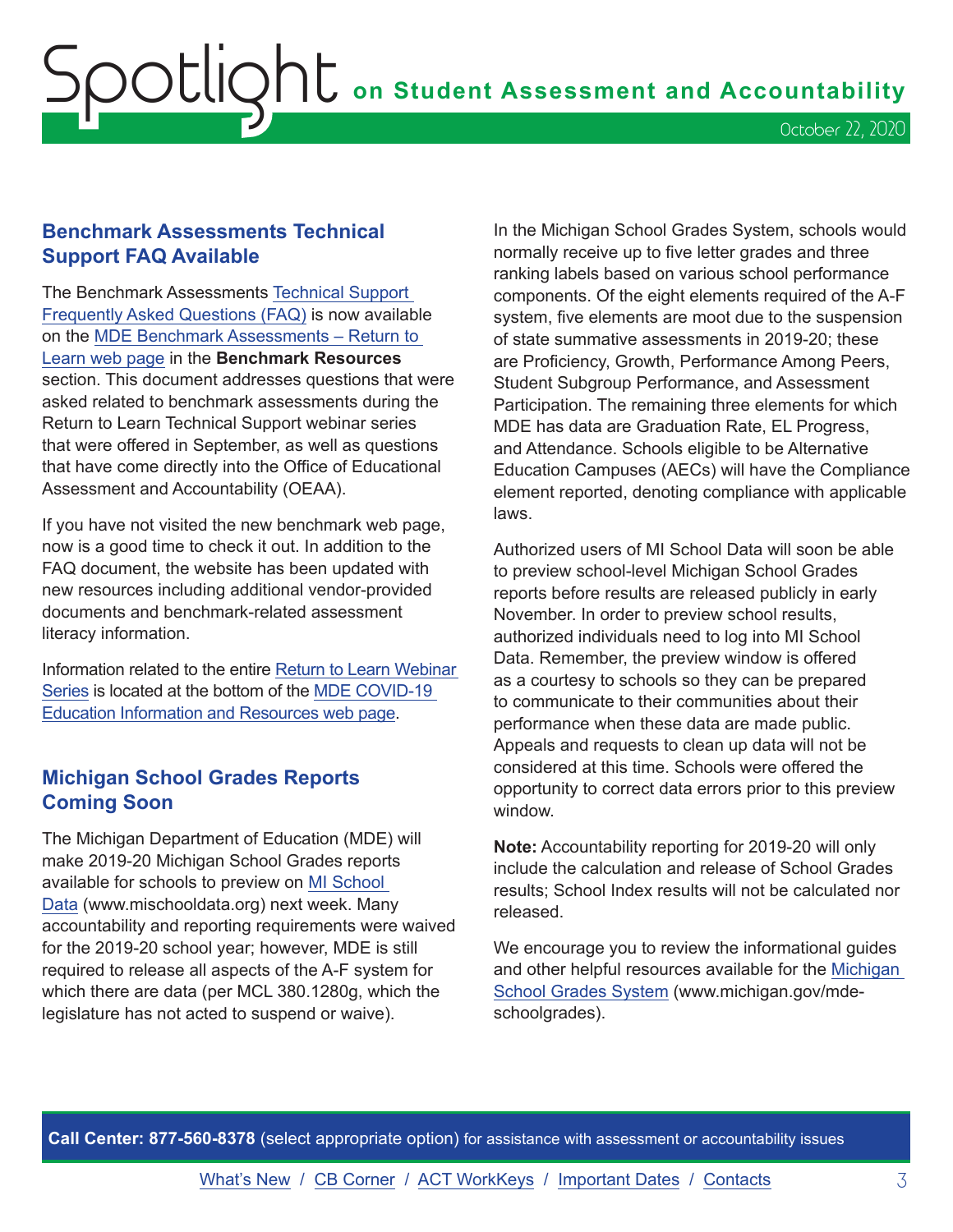## Benchmark Assessments Technical Support FAQ Available

The Benchmark Assessments Technical Support Frequently Asked Questions (FAQ) is now available on the MDE Benchmark Assessments – Return to Learn web page in the **Benchmark Resources** section. This document addresses questions that were asked related to benchmark assessments during the Return to Learn Technical Support webinar series that were offered in September, as well as questions that have come directly into the Office of Educational Assessment and Accountability (OEAA).

If you have not visited the new benchmark web page, now is a good time to check it out. In addition to the FAQ document, the website has been updated with new resources including additional vendor-provided documents and benchmark-related assessment literacy information.

Information related to the entire Return to Learn Webinar Series is located at the bottom of the MDE COVID-19 Education Information and Resources web page.

## Michigan School Grades Reports Coming Soon

The Michigan Department of Education (MDE) will make 2019-20 Michigan School Grades reports available for schools to preview on MI School Data (www.mischooldata.org) next week. Many accountability and reporting requirements were waived for the 2019-20 school year; however, MDE is still required to release all aspects of the A-F system for which there are data (per MCL 380.1280g, which the legislature has not acted to suspend or waive).

In the Michigan School Grades System, schools would normally receive up to five letter grades and three ranking labels based on various school performance components. Of the eight elements required of the A-F system, five elements are moot due to the suspension of state summative assessments in 2019-20; these are Proficiency, Growth, Performance Among Peers, Student Subgroup Performance, and Assessment Participation. The remaining three elements for which MDE has data are Graduation Rate, EL Progress, and Attendance. Schools eligible to be Alternative Education Campuses (AECs) will have the Compliance element reported, denoting compliance with applicable laws.

Authorized users of MI School Data will soon be able to preview school-level Michigan School Grades reports before results are released publicly in early November. In order to preview school results, authorized individuals need to log into MI School Data. Remember, the preview window is offered as a courtesy to schools so they can be prepared to communicate to their communities about their performance when these data are made public. Appeals and requests to clean up data will not be considered at this time. Schools were offered the opportunity to correct data errors prior to this preview window.

**Note:** Accountability reporting for 2019-20 will only include the calculation and release of School Grades results; School Index results will not be calculated nor released.

We encourage you to review the informational guides and other helpful resources available for the Michigan School Grades System (www.michigan.gov/mde-schoolgrades).

**Call Center: 877-560-8378** (select appropriate option) for assistance with assessment or accountability issues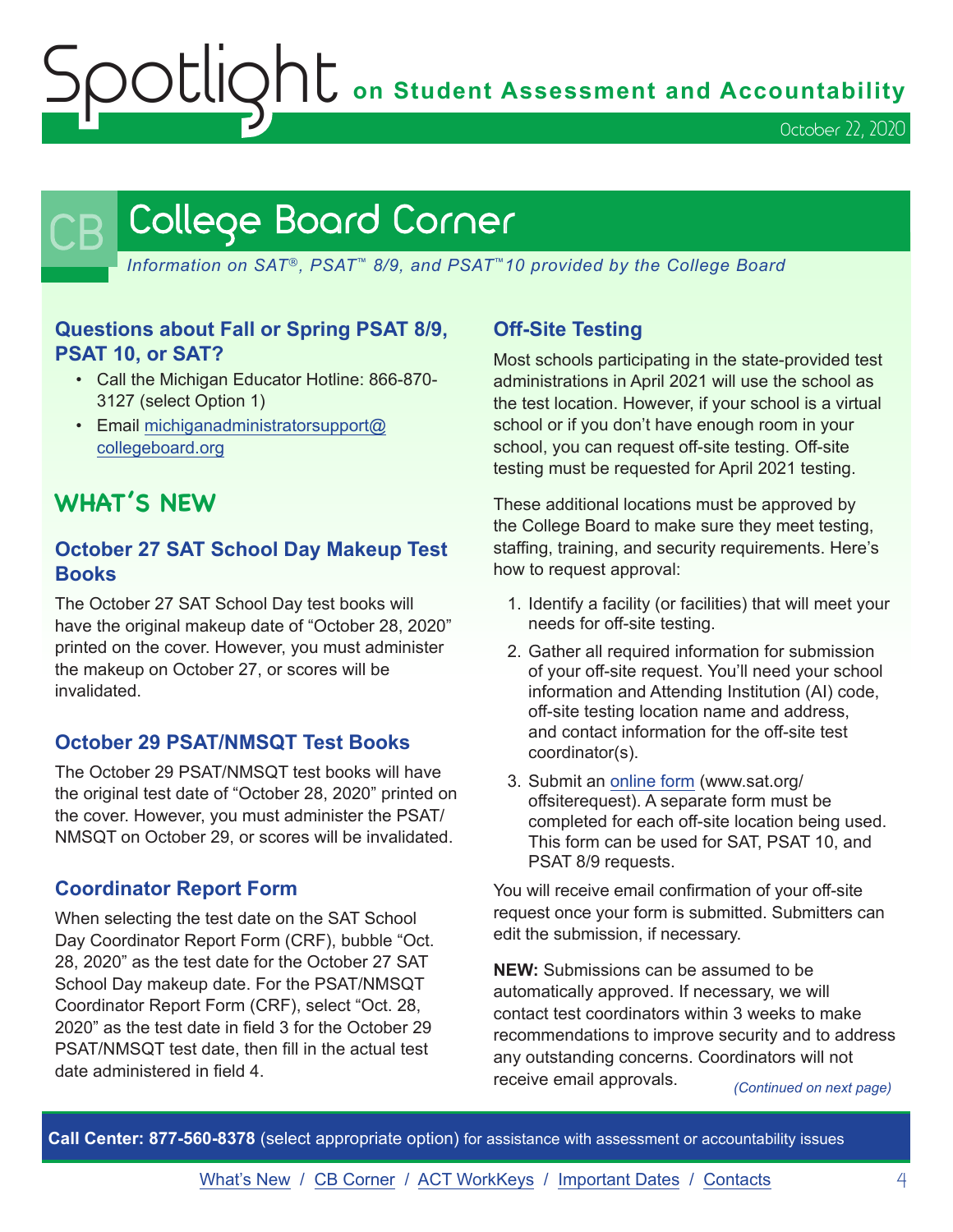# College Board Corner

*Information on SAT®, PSAT™ 8/9, and PSAT™10 provided by the College Board*

### Questions about Fall or Spring PSAT 8/9, PSAT 10, or SAT?

- Call the Michigan Educator Hotline: 866-870-3127 (select Option 1)
- Email michiganadministratorsupport@collegeboard.org

## WHAT'S NEW

### October 27 SAT School Day Makeup Test Books

The October 27 SAT School Day test books will have the original makeup date of "October 28, 2020" printed on the cover. However, you must administer the makeup on October 27, or scores will be invalidated.

### October 29 PSAT/NMSQT Test Books

The October 29 PSAT/NMSQT test books will have the original test date of "October 28, 2020" printed on the cover. However, you must administer the PSAT/NMSQT on October 29, or scores will be invalidated.

### Coordinator Report Form

When selecting the test date on the SAT School Day Coordinator Report Form (CRF), bubble "Oct. 28, 2020" as the test date for the October 27 SAT School Day makeup date. For the PSAT/NMSQT Coordinator Report Form (CRF), select "Oct. 28, 2020" as the test date in field 3 for the October 29 PSAT/NMSQT test date, then fill in the actual test date administered in field 4.

### Off-Site Testing

Most schools participating in the state-provided test administrations in April 2021 will use the school as the test location. However, if your school is a virtual school or if you don't have enough room in your school, you can request off-site testing. Off-site testing must be requested for April 2021 testing.

These additional locations must be approved by the College Board to make sure they meet testing, staffing, training, and security requirements. Here's how to request approval:

1. Identify a facility (or facilities) that will meet your needs for off-site testing.
2. Gather all required information for submission of your off-site request. You'll need your school information and Attending Institution (AI) code, off-site testing location name and address, and contact information for the off-site test coordinator(s).
3. Submit an online form (www.sat.org/offsiterequest). A separate form must be completed for each off-site location being used. This form can be used for SAT, PSAT 10, and PSAT 8/9 requests.

You will receive email confirmation of your off-site request once your form is submitted. Submitters can edit the submission, if necessary.

**NEW:** Submissions can be assumed to be automatically approved. If necessary, we will contact test coordinators within 3 weeks to make recommendations to improve security and to address any outstanding concerns. Coordinators will not receive email approvals.

*(Continued on next page)*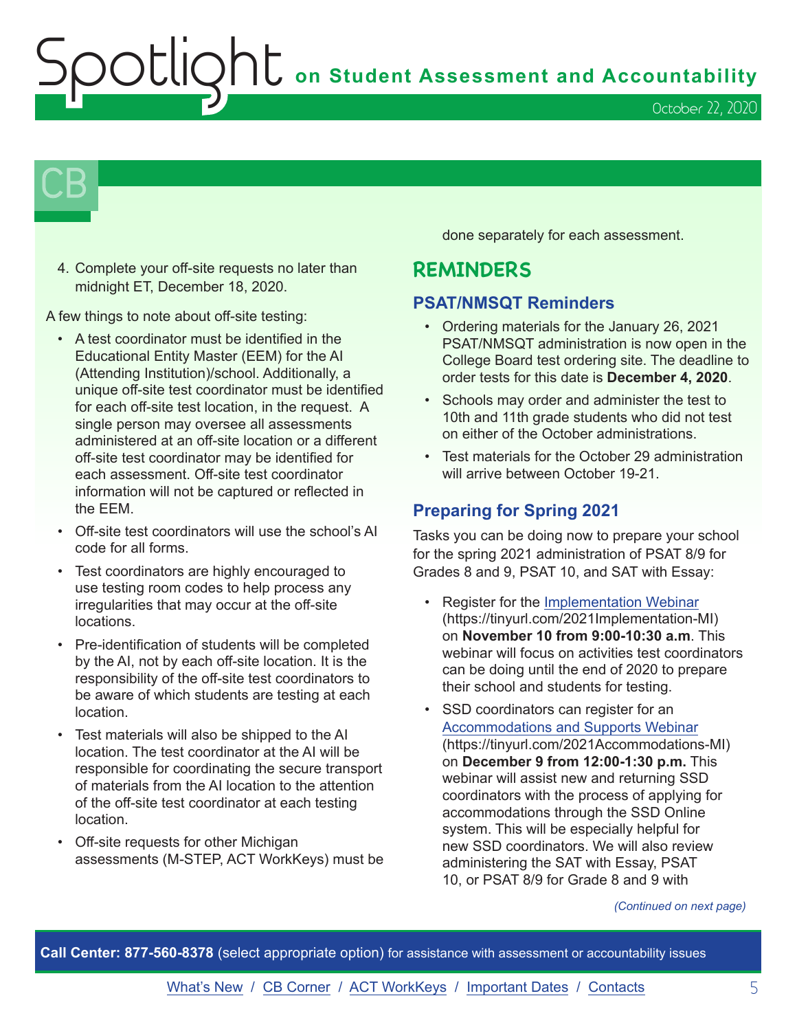# CB

4. Complete your off-site requests no later than midnight ET, December 18, 2020.

A few things to note about off-site testing:

- A test coordinator must be identified in the Educational Entity Master (EEM) for the AI (Attending Institution)/school. Additionally, a unique off-site test coordinator must be identified for each off-site test location, in the request. A single person may oversee all assessments administered at an off-site location or a different off-site test coordinator may be identified for each assessment. Off-site test coordinator information will not be captured or reflected in the EEM.
- Off-site test coordinators will use the school's AI code for all forms.
- Test coordinators are highly encouraged to use testing room codes to help process any irregularities that may occur at the off-site locations.
- Pre-identification of students will be completed by the AI, not by each off-site location. It is the responsibility of the off-site test coordinators to be aware of which students are testing at each location.
- Test materials will also be shipped to the AI location. The test coordinator at the AI will be responsible for coordinating the secure transport of materials from the AI location to the attention of the off-site test coordinator at each testing location.
- Off-site requests for other Michigan assessments (M-STEP, ACT WorkKeys) must be done separately for each assessment.

## REMINDERS

### PSAT/NMSQT Reminders

- Ordering materials for the January 26, 2021 PSAT/NMSQT administration is now open in the College Board test ordering site. The deadline to order tests for this date is **December 4, 2020**.
- Schools may order and administer the test to 10th and 11th grade students who did not test on either of the October administrations.
- Test materials for the October 29 administration will arrive between October 19-21.

### Preparing for Spring 2021

Tasks you can be doing now to prepare your school for the spring 2021 administration of PSAT 8/9 for Grades 8 and 9, PSAT 10, and SAT with Essay:

- Register for the Implementation Webinar (https://tinyurl.com/2021Implementation-MI) on **November 10 from 9:00-10:30 a.m**. This webinar will focus on activities test coordinators can be doing until the end of 2020 to prepare their school and students for testing.
- SSD coordinators can register for an Accommodations and Supports Webinar (https://tinyurl.com/2021Accommodations-MI) on **December 9 from 12:00-1:30 p.m.** This webinar will assist new and returning SSD coordinators with the process of applying for accommodations through the SSD Online system. This will be especially helpful for new SSD coordinators. We will also review administering the SAT with Essay, PSAT 10, or PSAT 8/9 for Grade 8 and 9 with

*(Continued on next page)*

**Call Center: 877-560-8378** (select appropriate option) for assistance with assessment or accountability issues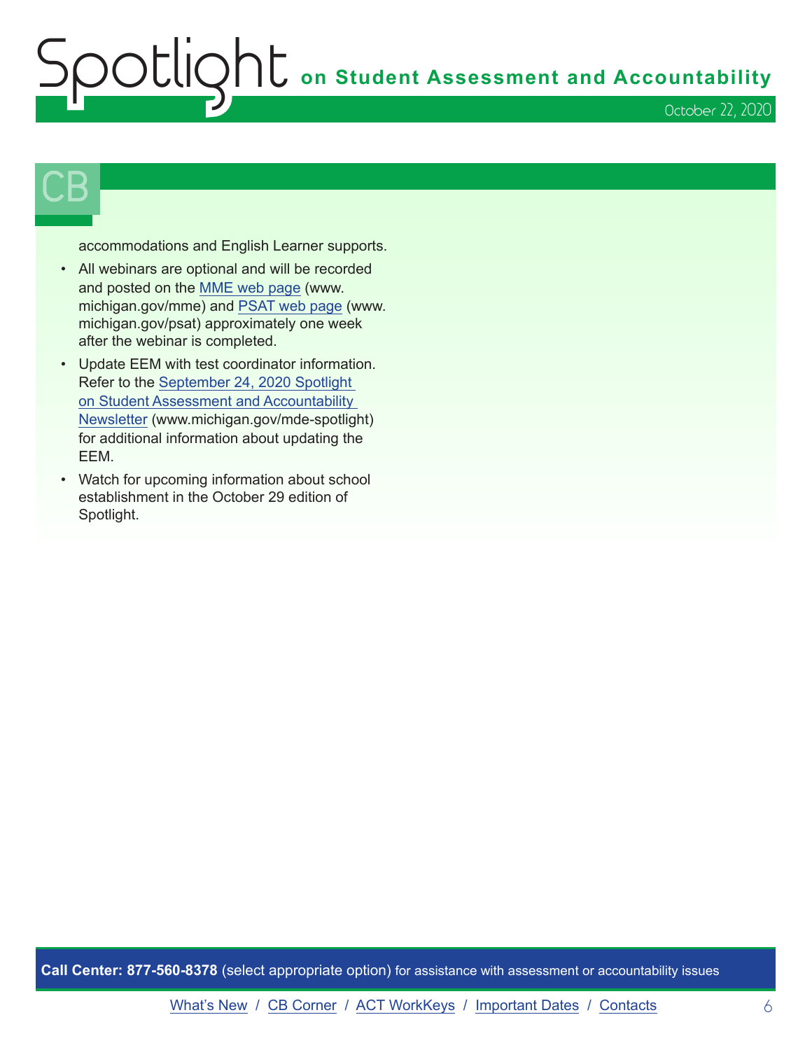## CB

accommodations and English Learner supports.

- All webinars are optional and will be recorded and posted on the MME web page (www.michigan.gov/mme) and PSAT web page (www.michigan.gov/psat) approximately one week after the webinar is completed.
- Update EEM with test coordinator information. Refer to the September 24, 2020 Spotlight on Student Assessment and Accountability Newsletter (www.michigan.gov/mde-spotlight) for additional information about updating the EEM.
- Watch for upcoming information about school establishment in the October 29 edition of Spotlight.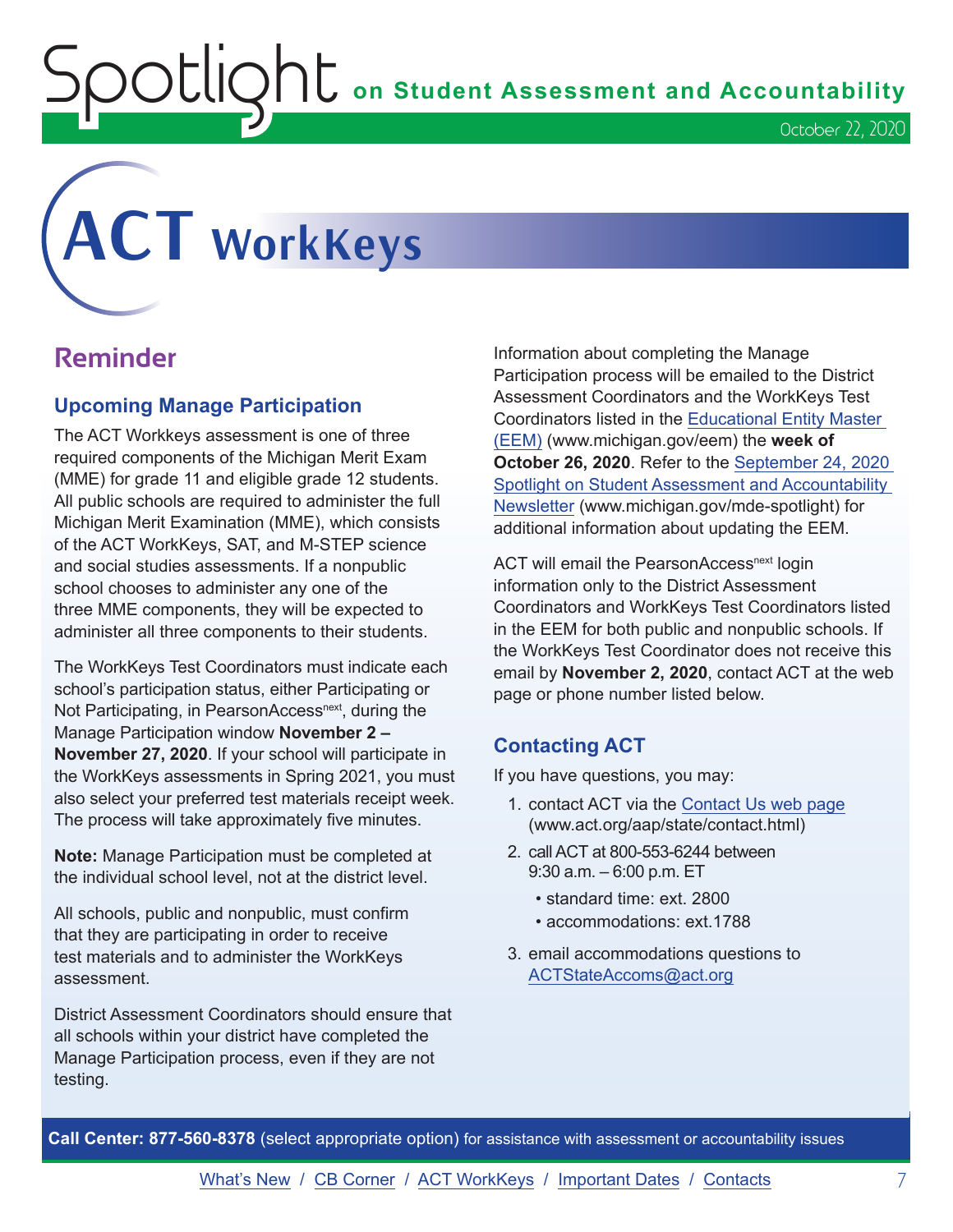# ACT WorkKeys

## Reminder

### Upcoming Manage Participation

The ACT Workkeys assessment is one of three required components of the Michigan Merit Exam (MME) for grade 11 and eligible grade 12 students. All public schools are required to administer the full Michigan Merit Examination (MME), which consists of the ACT WorkKeys, SAT, and M-STEP science and social studies assessments. If a nonpublic school chooses to administer any one of the three MME components, they will be expected to administer all three components to their students.

The WorkKeys Test Coordinators must indicate each school's participation status, either Participating or Not Participating, in PearsonAccess[next], during the Manage Participation window **November 2 – November 27, 2020**. If your school will participate in the WorkKeys assessments in Spring 2021, you must also select your preferred test materials receipt week. The process will take approximately five minutes.

**Note:** Manage Participation must be completed at the individual school level, not at the district level.

All schools, public and nonpublic, must confirm that they are participating in order to receive test materials and to administer the WorkKeys assessment.

District Assessment Coordinators should ensure that all schools within your district have completed the Manage Participation process, even if they are not testing.

Information about completing the Manage Participation process will be emailed to the District Assessment Coordinators and the WorkKeys Test Coordinators listed in the Educational Entity Master (EEM) (www.michigan.gov/eem) the **week of October 26, 2020**. Refer to the September 24, 2020 Spotlight on Student Assessment and Accountability Newsletter (www.michigan.gov/mde-spotlight) for additional information about updating the EEM.

ACT will email the PearsonAccess[next] login information only to the District Assessment Coordinators and WorkKeys Test Coordinators listed in the EEM for both public and nonpublic schools. If the WorkKeys Test Coordinator does not receive this email by **November 2, 2020**, contact ACT at the web page or phone number listed below.

### Contacting ACT

If you have questions, you may:

1. contact ACT via the Contact Us web page (www.act.org/aap/state/contact.html)
2. call ACT at 800-553-6244 between 9:30 a.m. – 6:00 p.m. ET
   - standard time: ext. 2800
   - accommodations: ext.1788
3. email accommodations questions to ACTStateAccoms@act.org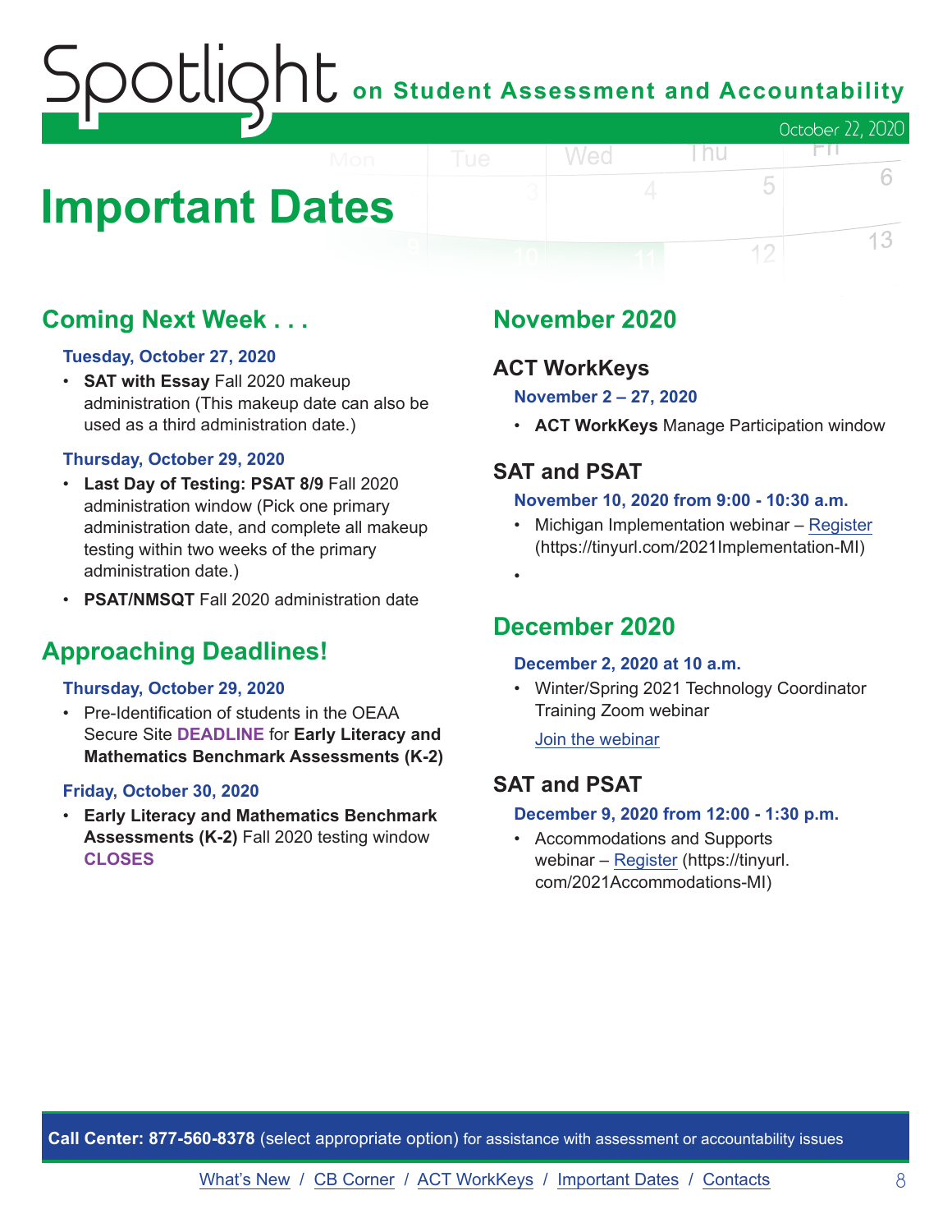# Important Dates

## Coming Next Week . . .

**Tuesday, October 27, 2020**

- **SAT with Essay** Fall 2020 makeup administration (This makeup date can also be used as a third administration date.)

**Thursday, October 29, 2020**

- **Last Day of Testing: PSAT 8/9** Fall 2020 administration window (Pick one primary administration date, and complete all makeup testing within two weeks of the primary administration date.)
- **PSAT/NMSQT** Fall 2020 administration date

## Approaching Deadlines!

**Thursday, October 29, 2020**

- Pre-Identification of students in the OEAA Secure Site **DEADLINE** for **Early Literacy and Mathematics Benchmark Assessments (K-2)**

**Friday, October 30, 2020**

- **Early Literacy and Mathematics Benchmark Assessments (K-2)** Fall 2020 testing window **CLOSES**

## November 2020

### ACT WorkKeys

**November 2 – 27, 2020**

- **ACT WorkKeys** Manage Participation window

### SAT and PSAT

**November 10, 2020 from 9:00 - 10:30 a.m.**

- Michigan Implementation webinar – Register (https://tinyurl.com/2021Implementation-MI)

## December 2020

**December 2, 2020 at 10 a.m.**

- Winter/Spring 2021 Technology Coordinator Training Zoom webinar

  Join the webinar

### SAT and PSAT

**December 9, 2020 from 12:00 - 1:30 p.m.**

- Accommodations and Supports webinar – Register (https://tinyurl.com/2021Accommodations-MI)

**Call Center: 877-560-8378** (select appropriate option) for assistance with assessment or accountability issues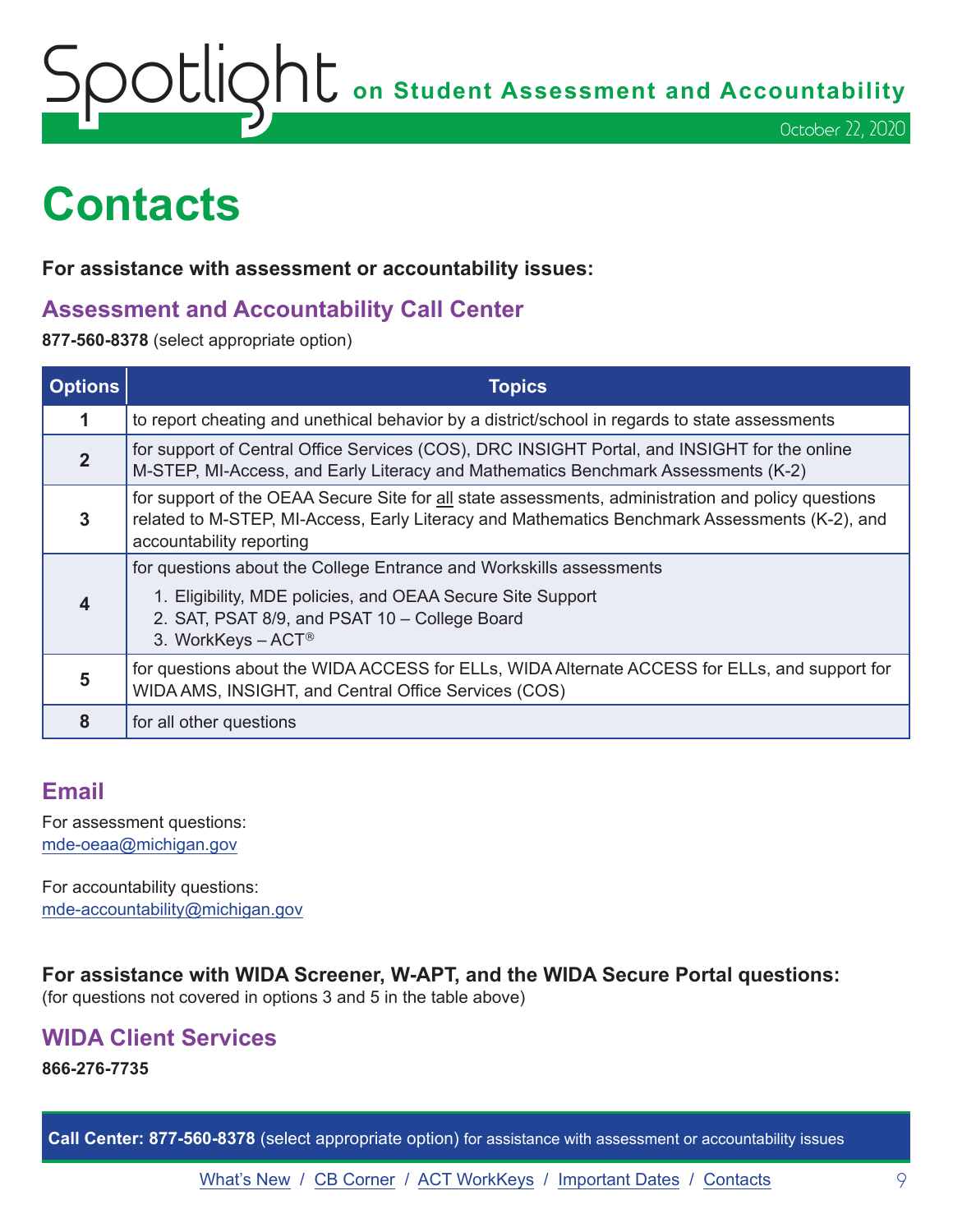# Contacts

**For assistance with assessment or accountability issues:**

## Assessment and Accountability Call Center

**877-560-8378** (select appropriate option)

| Options | Topics |
|---|---|
| **1** | to report cheating and unethical behavior by a district/school in regards to state assessments |
| **2** | for support of Central Office Services (COS), DRC INSIGHT Portal, and INSIGHT for the online M-STEP, MI-Access, and Early Literacy and Mathematics Benchmark Assessments (K-2) |
| **3** | for support of the OEAA Secure Site for all state assessments, administration and policy questions related to M-STEP, MI-Access, Early Literacy and Mathematics Benchmark Assessments (K-2), and accountability reporting |
| **4** | for questions about the College Entrance and Workskills assessments<br>1. Eligibility, MDE policies, and OEAA Secure Site Support<br>2. SAT, PSAT 8/9, and PSAT 10 – College Board<br>3. WorkKeys – ACT® |
| **5** | for questions about the WIDA ACCESS for ELLs, WIDA Alternate ACCESS for ELLs, and support for WIDA AMS, INSIGHT, and Central Office Services (COS) |
| **8** | for all other questions |

## Email

For assessment questions:
mde-oeaa@michigan.gov

For accountability questions:
mde-accountability@michigan.gov

**For assistance with WIDA Screener, W-APT, and the WIDA Secure Portal questions:**
(for questions not covered in options 3 and 5 in the table above)

## WIDA Client Services

**866-276-7735**

**Call Center: 877-560-8378** (select appropriate option) for assistance with assessment or accountability issues